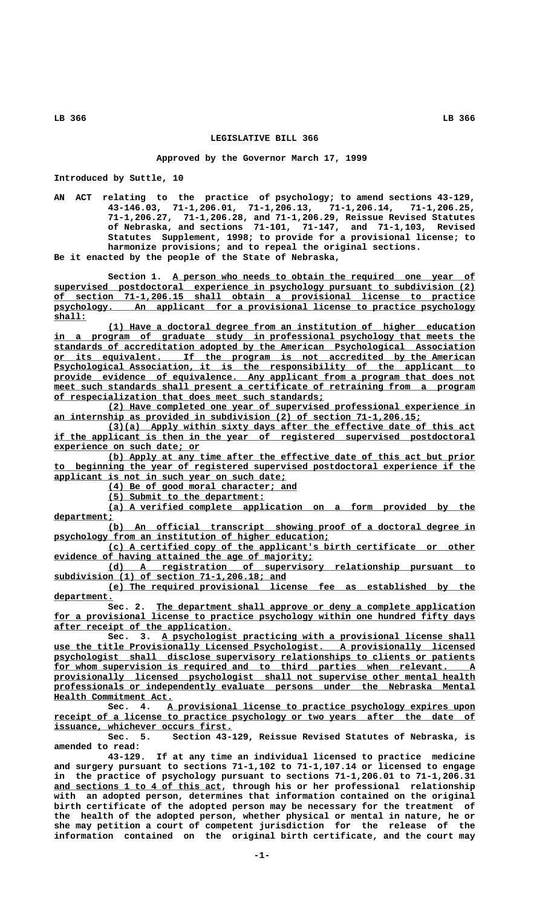# LEGISLATIVE BILL 366

**Approved by the Governor March 17, 1999**

**Introduced by Suttle, 10**

AN ACT relating to the practice of psychology; to amend sections 43-129, 43-146.03, 71-1,206.01, 71-1,206.13, 71-1,206.14, 71-1,206.25, 71-1,206.27, 71-1,206.28, and 71-1,206.29, Reissue Revised Statutes of Nebraska, and sections 71-101, 71-147, and 71-1,103, Revised Statutes Supplement, 1998; to provide for a provisional license; to harmonize provisions; and to repeal the original sections.

Be it enacted by the people of the State of Nebraska,

Section 1. A person who needs to obtain the required one year of supervised postdoctoral experience in psychology pursuant to subdivision (2) of section 71-1,206.15 shall obtain a provisional license to practice psychology. An applicant for a provisional license to practice psychology shall:

(1) Have a doctoral degree from an institution of higher education in a program of graduate study in professional psychology that meets the standards of accreditation adopted by the American Psychological Association or its equivalent. If the program is not accredited by the American Psychological Association, it is the responsibility of the applicant to provide evidence of equivalence. Any applicant from a program that does not meet such standards shall present a certificate of retraining from a program of respecialization that does meet such standards;

(2) Have completed one year of supervised professional experience in an internship as provided in subdivision (2) of section 71-1,206.15;

(3)(a) Apply within sixty days after the effective date of this act if the applicant is then in the year of registered supervised postdoctoral experience on such date; or

(b) Apply at any time after the effective date of this act but prior to beginning the year of registered supervised postdoctoral experience if the applicant is not in such year on such date;

(4) Be of good moral character; and

(5) Submit to the department:

(a) A verified complete application on a form provided by the department;

(b) An official transcript showing proof of a doctoral degree in psychology from an institution of higher education;

(c) A certified copy of the applicant's birth certificate or other evidence of having attained the age of majority;

(d) A registration of supervisory relationship pursuant to subdivision (1) of section 71-1,206.18; and

(e) The required provisional license fee as established by the department.

Sec. 2. The department shall approve or deny a complete application for a provisional license to practice psychology within one hundred fifty days after receipt of the application.

Sec. 3. A psychologist practicing with a provisional license shall use the title Provisionally Licensed Psychologist. A provisionally licensed psychologist shall disclose supervisory relationships to clients or patients for whom supervision is required and to third parties when relevant. A provisionally licensed psychologist shall not supervise other mental health professionals or independently evaluate persons under the Nebraska Mental Health Commitment Act.

Sec. 4. A provisional license to practice psychology expires upon receipt of a license to practice psychology or two years after the date of issuance, whichever occurs first.

Sec. 5. Section 43-129, Reissue Revised Statutes of Nebraska, is amended to read:

43-129. If at any time an individual licensed to practice medicine and surgery pursuant to sections 71-1,102 to 71-1,107.14 or licensed to engage in the practice of psychology pursuant to sections 71-1,206.01 to 71-1,206.31 and sections 1 to 4 of this act, through his or her professional relationship with an adopted person, determines that information contained on the original birth certificate of the adopted person may be necessary for the treatment of the health of the adopted person, whether physical or mental in nature, he or she may petition a court of competent jurisdiction for the release of the information contained on the original birth certificate, and the court may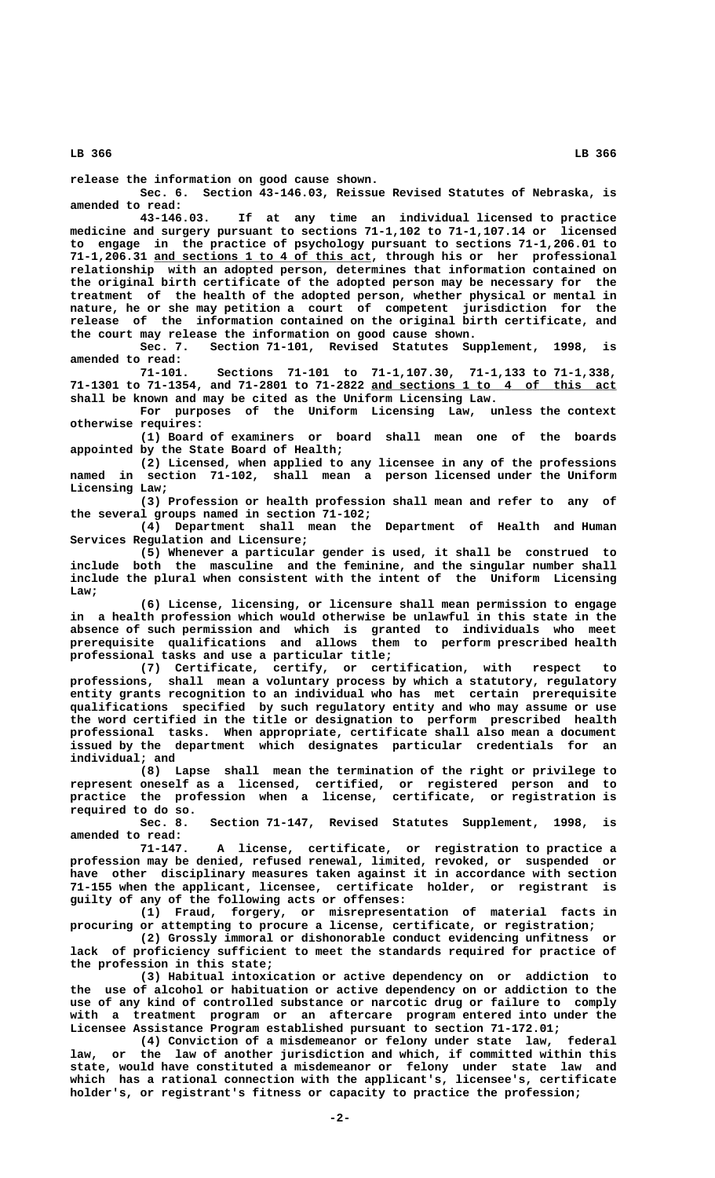release the information on good cause shown.

Sec. 6. Section 43-146.03, Reissue Revised Statutes of Nebraska, is amended to read:

43-146.03. If at any time an individual licensed to practice medicine and surgery pursuant to sections 71-1,102 to 71-1,107.14 or licensed to engage in the practice of psychology pursuant to sections 71-1,206.01 to 71-1,206.31 and sections 1 to 4 of this act, through his or her professional relationship with an adopted person, determines that information contained on the original birth certificate of the adopted person may be necessary for the treatment of the health of the adopted person, whether physical or mental in nature, he or she may petition a court of competent jurisdiction for the release of the information contained on the original birth certificate, and the court may release the information on good cause shown.

Sec. 7. Section 71-101, Revised Statutes Supplement, 1998, is amended to read:

71-101. Sections 71-101 to 71-1,107.30, 71-1,133 to 71-1,338, 71-1301 to 71-1354, and 71-2801 to 71-2822 and sections 1 to 4 of this act shall be known and may be cited as the Uniform Licensing Law.

For purposes of the Uniform Licensing Law, unless the context otherwise requires:

(1) Board of examiners or board shall mean one of the boards appointed by the State Board of Health;

(2) Licensed, when applied to any licensee in any of the professions named in section 71-102, shall mean a person licensed under the Uniform Licensing Law;

(3) Profession or health profession shall mean and refer to any of the several groups named in section 71-102;

(4) Department shall mean the Department of Health and Human Services Regulation and Licensure;

(5) Whenever a particular gender is used, it shall be construed to include both the masculine and the feminine, and the singular number shall include the plural when consistent with the intent of the Uniform Licensing Law;

(6) License, licensing, or licensure shall mean permission to engage in a health profession which would otherwise be unlawful in this state in the absence of such permission and which is granted to individuals who meet prerequisite qualifications and allows them to perform prescribed health professional tasks and use a particular title;

(7) Certificate, certify, or certification, with respect to professions, shall mean a voluntary process by which a statutory, regulatory entity grants recognition to an individual who has met certain prerequisite qualifications specified by such regulatory entity and who may assume or use the word certified in the title or designation to perform prescribed health professional tasks. When appropriate, certificate shall also mean a document issued by the department which designates particular credentials for an individual; and

(8) Lapse shall mean the termination of the right or privilege to represent oneself as a licensed, certified, or registered person and to practice the profession when a license, certificate, or registration is required to do so.

Sec. 8. Section 71-147, Revised Statutes Supplement, 1998, is amended to read:

71-147. A license, certificate, or registration to practice a profession may be denied, refused renewal, limited, revoked, or suspended or have other disciplinary measures taken against it in accordance with section 71-155 when the applicant, licensee, certificate holder, or registrant is guilty of any of the following acts or offenses:

(1) Fraud, forgery, or misrepresentation of material facts in procuring or attempting to procure a license, certificate, or registration;

(2) Grossly immoral or dishonorable conduct evidencing unfitness or lack of proficiency sufficient to meet the standards required for practice of the profession in this state;

(3) Habitual intoxication or active dependency on or addiction to the use of alcohol or habituation or active dependency on or addiction to the use of any kind of controlled substance or narcotic drug or failure to comply with a treatment program or an aftercare program entered into under the Licensee Assistance Program established pursuant to section 71-172.01;

(4) Conviction of a misdemeanor or felony under state law, federal law, or the law of another jurisdiction and which, if committed within this state, would have constituted a misdemeanor or felony under state law and which has a rational connection with the applicant's, licensee's, certificate holder's, or registrant's fitness or capacity to practice the profession;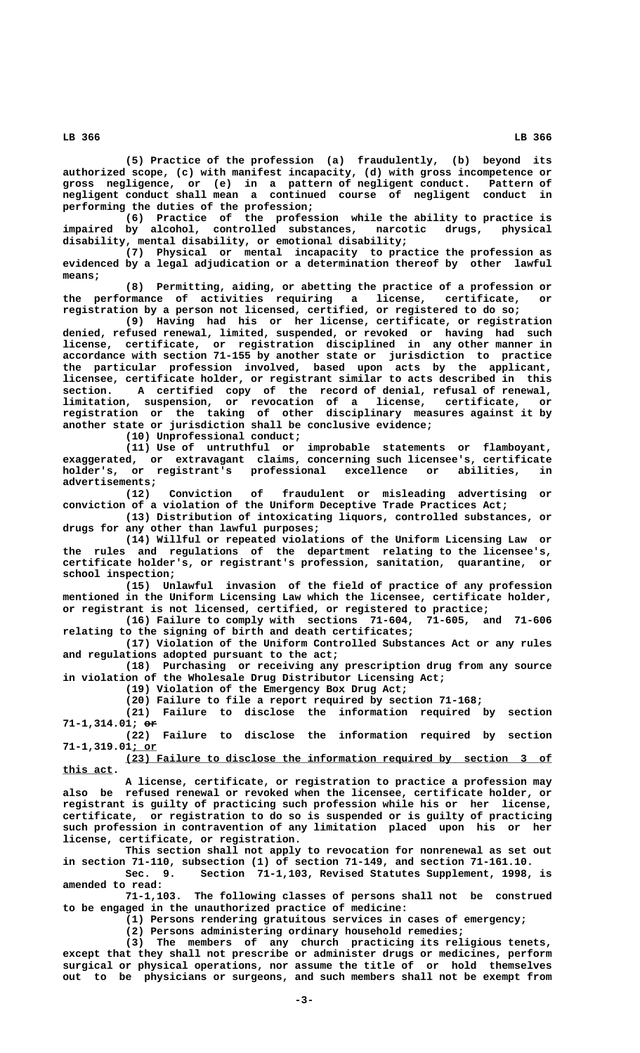(5) Practice of the profession (a) fraudulently, (b) beyond its authorized scope, (c) with manifest incapacity, (d) with gross incompetence or gross negligence, or (e) in a pattern of negligent conduct. Pattern of negligent conduct shall mean a continued course of negligent conduct in performing the duties of the profession;

(6) Practice of the profession while the ability to practice is impaired by alcohol, controlled substances, narcotic drugs, physical disability, mental disability, or emotional disability;

(7) Physical or mental incapacity to practice the profession as evidenced by a legal adjudication or a determination thereof by other lawful means;

(8) Permitting, aiding, or abetting the practice of a profession or the performance of activities requiring a license, certificate, or registration by a person not licensed, certified, or registered to do so;

(9) Having had his or her license, certificate, or registration denied, refused renewal, limited, suspended, or revoked or having had such license, certificate, or registration disciplined in any other manner in accordance with section 71-155 by another state or jurisdiction to practice the particular profession involved, based upon acts by the applicant, licensee, certificate holder, or registrant similar to acts described in this section. A certified copy of the record of denial, refusal of renewal, limitation, suspension, or revocation of a license, certificate, or registration or the taking of other disciplinary measures against it by another state or jurisdiction shall be conclusive evidence;

(10) Unprofessional conduct;

(11) Use of untruthful or improbable statements or flamboyant, exaggerated, or extravagant claims, concerning such licensee's, certificate holder's, or registrant's professional excellence or abilities, in advertisements;

(12) Conviction of fraudulent or misleading advertising or conviction of a violation of the Uniform Deceptive Trade Practices Act;

(13) Distribution of intoxicating liquors, controlled substances, or drugs for any other than lawful purposes;

(14) Willful or repeated violations of the Uniform Licensing Law or the rules and regulations of the department relating to the licensee's, certificate holder's, or registrant's profession, sanitation, quarantine, or school inspection;

(15) Unlawful invasion of the field of practice of any profession mentioned in the Uniform Licensing Law which the licensee, certificate holder, or registrant is not licensed, certified, or registered to practice;

(16) Failure to comply with sections 71-604, 71-605, and 71-606 relating to the signing of birth and death certificates;

(17) Violation of the Uniform Controlled Substances Act or any rules and regulations adopted pursuant to the act;

(18) Purchasing or receiving any prescription drug from any source in violation of the Wholesale Drug Distributor Licensing Act;

(19) Violation of the Emergency Box Drug Act;

(20) Failure to file a report required by section 71-168;

(21) Failure to disclose the information required by section 71-1,314.01; ~~or~~

(22) Failure to disclose the information required by section 71-1,319.01; or

(23) Failure to disclose the information required by section 3 of this act.

A license, certificate, or registration to practice a profession may also be refused renewal or revoked when the licensee, certificate holder, or registrant is guilty of practicing such profession while his or her license, certificate, or registration to do so is suspended or is guilty of practicing such profession in contravention of any limitation placed upon his or her license, certificate, or registration.

This section shall not apply to revocation for nonrenewal as set out in section 71-110, subsection (1) of section 71-149, and section 71-161.10.

Sec. 9. Section 71-1,103, Revised Statutes Supplement, 1998, is amended to read:

71-1,103. The following classes of persons shall not be construed to be engaged in the unauthorized practice of medicine:

(1) Persons rendering gratuitous services in cases of emergency;

(2) Persons administering ordinary household remedies;

(3) The members of any church practicing its religious tenets, except that they shall not prescribe or administer drugs or medicines, perform surgical or physical operations, nor assume the title of or hold themselves out to be physicians or surgeons, and such members shall not be exempt from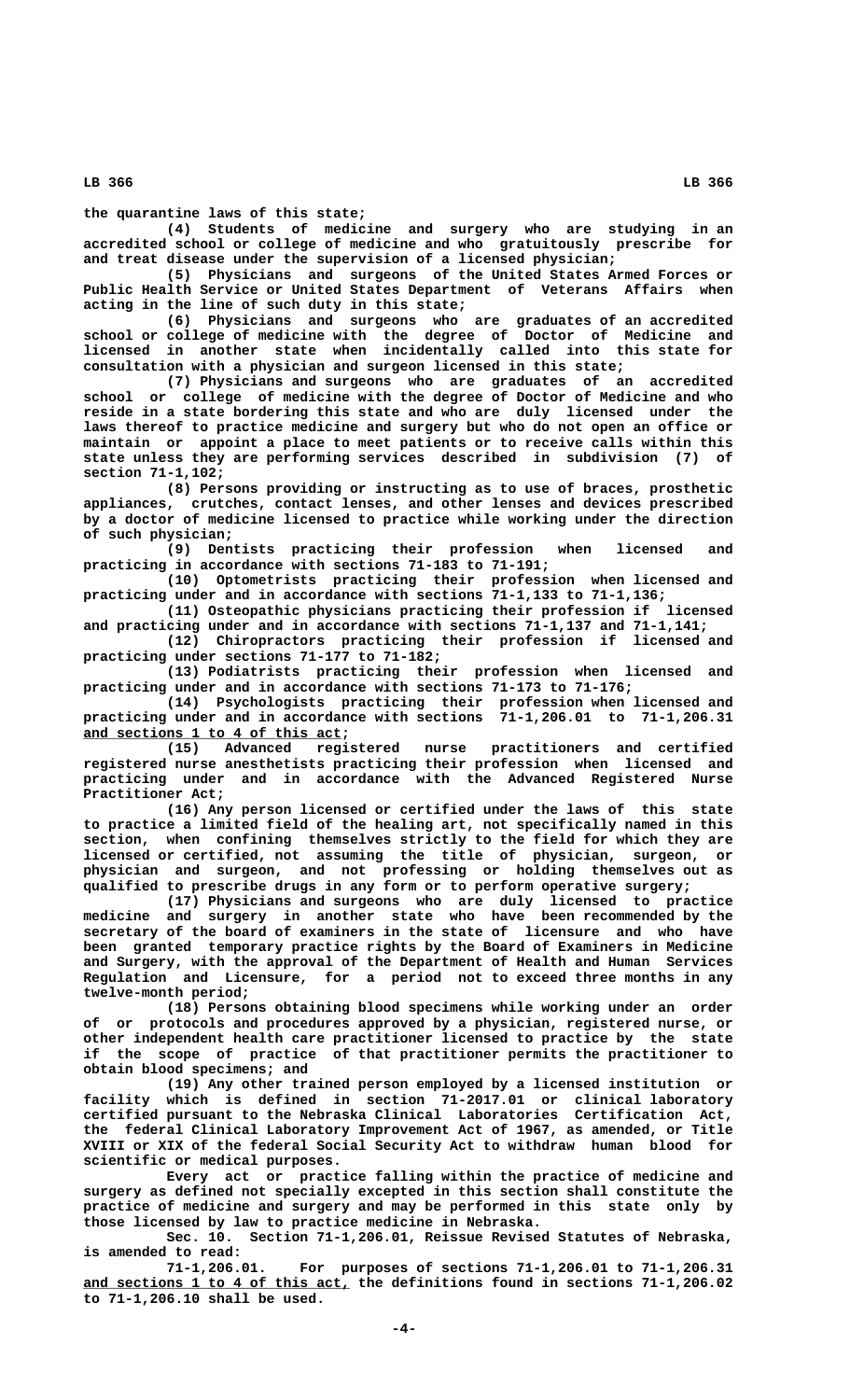the quarantine laws of this state;

(4) Students of medicine and surgery who are studying in an accredited school or college of medicine and who gratuitously prescribe for and treat disease under the supervision of a licensed physician;

(5) Physicians and surgeons of the United States Armed Forces or Public Health Service or United States Department of Veterans Affairs when acting in the line of such duty in this state;

(6) Physicians and surgeons who are graduates of an accredited school or college of medicine with the degree of Doctor of Medicine and licensed in another state when incidentally called into this state for consultation with a physician and surgeon licensed in this state;

(7) Physicians and surgeons who are graduates of an accredited school or college of medicine with the degree of Doctor of Medicine and who reside in a state bordering this state and who are duly licensed under the laws thereof to practice medicine and surgery but who do not open an office or maintain or appoint a place to meet patients or to receive calls within this state unless they are performing services described in subdivision (7) of section 71-1,102;

(8) Persons providing or instructing as to use of braces, prosthetic appliances, crutches, contact lenses, and other lenses and devices prescribed by a doctor of medicine licensed to practice while working under the direction of such physician;

(9) Dentists practicing their profession when licensed and practicing in accordance with sections 71-183 to 71-191;

(10) Optometrists practicing their profession when licensed and practicing under and in accordance with sections 71-1,133 to 71-1,136;

(11) Osteopathic physicians practicing their profession if licensed and practicing under and in accordance with sections 71-1,137 and 71-1,141;

(12) Chiropractors practicing their profession if licensed and practicing under sections 71-177 to 71-182;

(13) Podiatrists practicing their profession when licensed and practicing under and in accordance with sections 71-173 to 71-176;

(14) Psychologists practicing their profession when licensed and practicing under and in accordance with sections 71-1,206.01 to 71-1,206.31 and sections 1 to 4 of this act;

(15) Advanced registered nurse practitioners and certified registered nurse anesthetists practicing their profession when licensed and practicing under and in accordance with the Advanced Registered Nurse Practitioner Act;

(16) Any person licensed or certified under the laws of this state to practice a limited field of the healing art, not specifically named in this section, when confining themselves strictly to the field for which they are licensed or certified, not assuming the title of physician, surgeon, or physician and surgeon, and not professing or holding themselves out as qualified to prescribe drugs in any form or to perform operative surgery;

(17) Physicians and surgeons who are duly licensed to practice medicine and surgery in another state who have been recommended by the secretary of the board of examiners in the state of licensure and who have been granted temporary practice rights by the Board of Examiners in Medicine and Surgery, with the approval of the Department of Health and Human Services Regulation and Licensure, for a period not to exceed three months in any twelve-month period;

(18) Persons obtaining blood specimens while working under an order of or protocols and procedures approved by a physician, registered nurse, or other independent health care practitioner licensed to practice by the state if the scope of practice of that practitioner permits the practitioner to obtain blood specimens; and

(19) Any other trained person employed by a licensed institution or facility which is defined in section 71-2017.01 or clinical laboratory certified pursuant to the Nebraska Clinical Laboratories Certification Act, the federal Clinical Laboratory Improvement Act of 1967, as amended, or Title XVIII or XIX of the federal Social Security Act to withdraw human blood for scientific or medical purposes.

Every act or practice falling within the practice of medicine and surgery as defined not specially excepted in this section shall constitute the practice of medicine and surgery and may be performed in this state only by those licensed by law to practice medicine in Nebraska.

Sec. 10. Section 71-1,206.01, Reissue Revised Statutes of Nebraska, is amended to read:

71-1,206.01. For purposes of sections 71-1,206.01 to 71-1,206.31 and sections 1 to 4 of this act, the definitions found in sections 71-1,206.02 to 71-1,206.10 shall be used.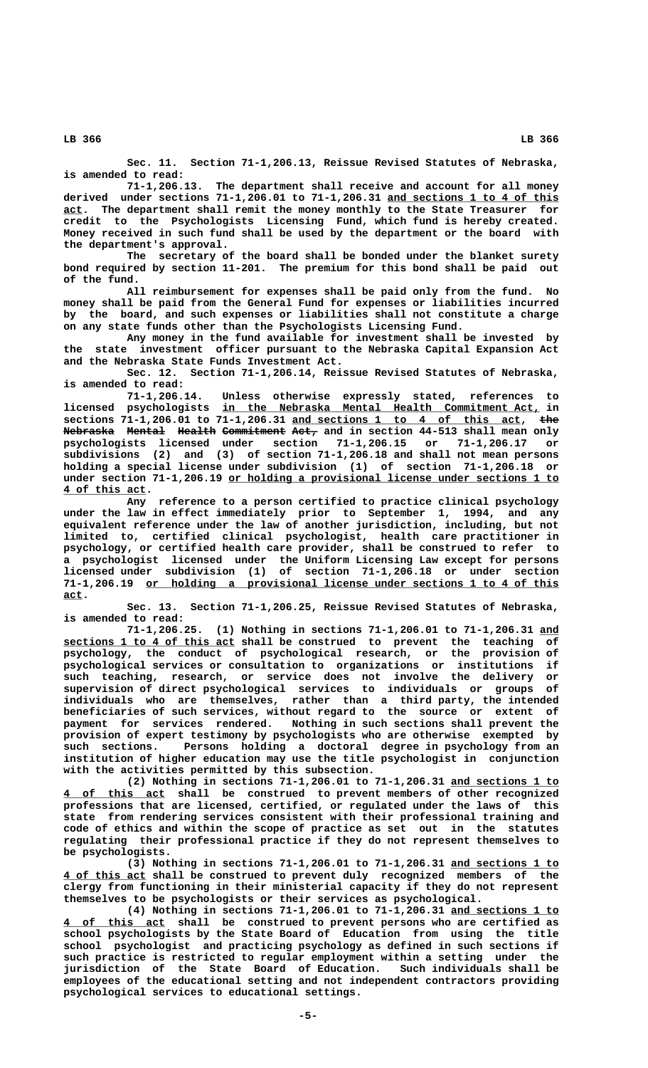Sec. 11. Section 71-1,206.13, Reissue Revised Statutes of Nebraska, is amended to read:

71-1,206.13. The department shall receive and account for all money derived under sections 71-1,206.01 to 71-1,206.31 and sections 1 to 4 of this act. The department shall remit the money monthly to the State Treasurer for credit to the Psychologists Licensing Fund, which fund is hereby created. Money received in such fund shall be used by the department or the board with the department's approval.

The secretary of the board shall be bonded under the blanket surety bond required by section 11-201. The premium for this bond shall be paid out of the fund.

All reimbursement for expenses shall be paid only from the fund. No money shall be paid from the General Fund for expenses or liabilities incurred by the board, and such expenses or liabilities shall not constitute a charge on any state funds other than the Psychologists Licensing Fund.

Any money in the fund available for investment shall be invested by the state investment officer pursuant to the Nebraska Capital Expansion Act and the Nebraska State Funds Investment Act.

Sec. 12. Section 71-1,206.14, Reissue Revised Statutes of Nebraska, is amended to read:

71-1,206.14. Unless otherwise expressly stated, references to licensed psychologists in the Nebraska Mental Health Commitment Act, in sections 71-1,206.01 to 71-1,206.31 and sections 1 to 4 of this act, ~~the Nebraska Mental Health Commitment Act,~~ and in section 44-513 shall mean only psychologists licensed under section 71-1,206.15 or 71-1,206.17 or subdivisions (2) and (3) of section 71-1,206.18 and shall not mean persons holding a special license under subdivision (1) of section 71-1,206.18 or under section 71-1,206.19 or holding a provisional license under sections 1 to 4 of this act.

Any reference to a person certified to practice clinical psychology under the law in effect immediately prior to September 1, 1994, and any equivalent reference under the law of another jurisdiction, including, but not limited to, certified clinical psychologist, health care practitioner in psychology, or certified health care provider, shall be construed to refer to a psychologist licensed under the Uniform Licensing Law except for persons licensed under subdivision (1) of section 71-1,206.18 or under section 71-1,206.19 or holding a provisional license under sections 1 to 4 of this act.

Sec. 13. Section 71-1,206.25, Reissue Revised Statutes of Nebraska, is amended to read:

71-1,206.25. (1) Nothing in sections 71-1,206.01 to 71-1,206.31 and sections 1 to 4 of this act shall be construed to prevent the teaching of psychology, the conduct of psychological research, or the provision of psychological services or consultation to organizations or institutions if such teaching, research, or service does not involve the delivery or supervision of direct psychological services to individuals or groups of individuals who are themselves, rather than a third party, the intended beneficiaries of such services, without regard to the source or extent of payment for services rendered. Nothing in such sections shall prevent the provision of expert testimony by psychologists who are otherwise exempted by such sections. Persons holding a doctoral degree in psychology from an institution of higher education may use the title psychologist in conjunction with the activities permitted by this subsection.

(2) Nothing in sections 71-1,206.01 to 71-1,206.31 and sections 1 to 4 of this act shall be construed to prevent members of other recognized professions that are licensed, certified, or regulated under the laws of this state from rendering services consistent with their professional training and code of ethics and within the scope of practice as set out in the statutes regulating their professional practice if they do not represent themselves to be psychologists.

(3) Nothing in sections 71-1,206.01 to 71-1,206.31 and sections 1 to 4 of this act shall be construed to prevent duly recognized members of the clergy from functioning in their ministerial capacity if they do not represent themselves to be psychologists or their services as psychological.

(4) Nothing in sections 71-1,206.01 to 71-1,206.31 and sections 1 to 4 of this act shall be construed to prevent persons who are certified as school psychologists by the State Board of Education from using the title school psychologist and practicing psychology as defined in such sections if such practice is restricted to regular employment within a setting under the jurisdiction of the State Board of Education. Such individuals shall be employees of the educational setting and not independent contractors providing psychological services to educational settings.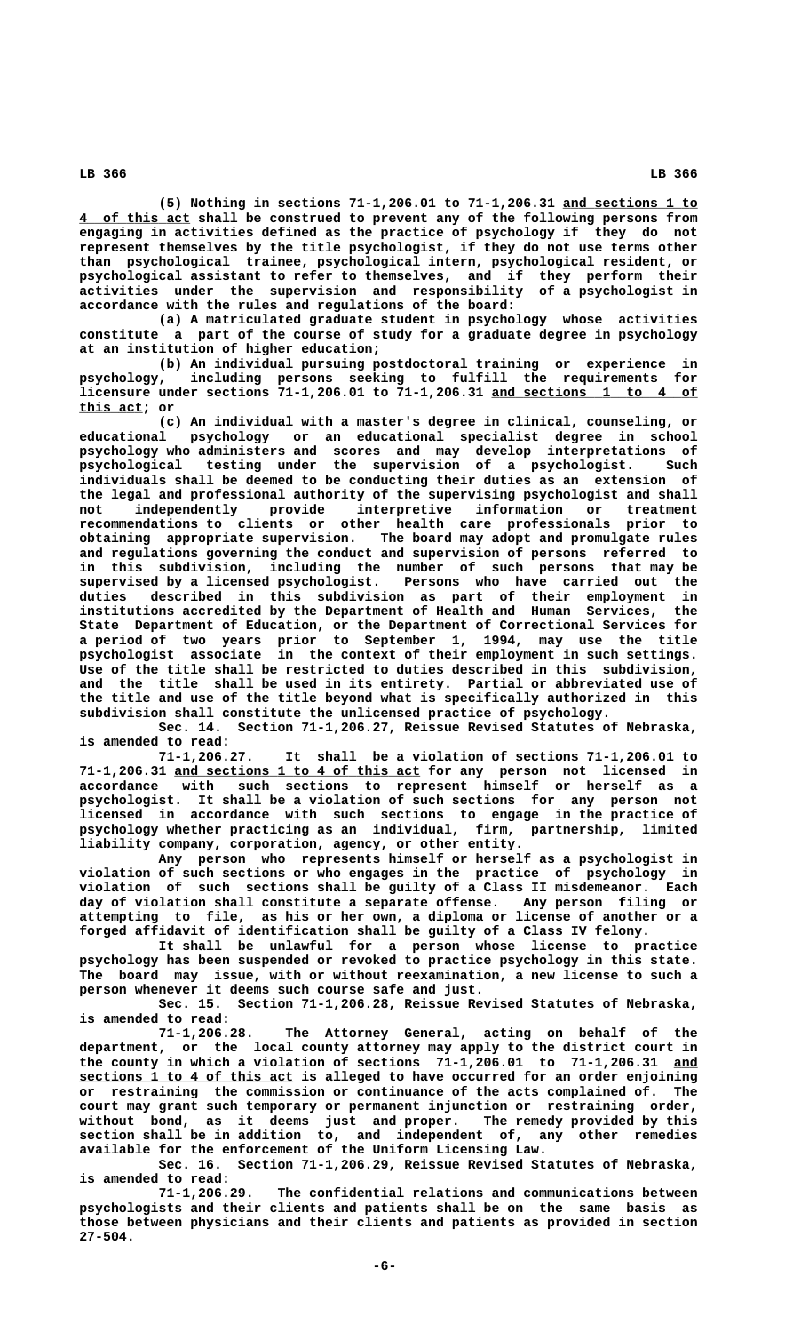(5) Nothing in sections 71-1,206.01 to 71-1,206.31 and sections 1 to 4 of this act shall be construed to prevent any of the following persons from engaging in activities defined as the practice of psychology if they do not represent themselves by the title psychologist, if they do not use terms other than psychological trainee, psychological intern, psychological resident, or psychological assistant to refer to themselves, and if they perform their activities under the supervision and responsibility of a psychologist in accordance with the rules and regulations of the board:

(a) A matriculated graduate student in psychology whose activities constitute a part of the course of study for a graduate degree in psychology at an institution of higher education;

(b) An individual pursuing postdoctoral training or experience in psychology, including persons seeking to fulfill the requirements for licensure under sections 71-1,206.01 to 71-1,206.31 and sections 1 to 4 of this act; or

(c) An individual with a master's degree in clinical, counseling, or educational psychology or an educational specialist degree in school psychology who administers and scores and may develop interpretations of psychological testing under the supervision of a psychologist. Such individuals shall be deemed to be conducting their duties as an extension of the legal and professional authority of the supervising psychologist and shall not independently provide interpretive information or treatment recommendations to clients or other health care professionals prior to obtaining appropriate supervision. The board may adopt and promulgate rules and regulations governing the conduct and supervision of persons referred to in this subdivision, including the number of such persons that may be supervised by a licensed psychologist. Persons who have carried out the duties described in this subdivision as part of their employment in institutions accredited by the Department of Health and Human Services, the State Department of Education, or the Department of Correctional Services for a period of two years prior to September 1, 1994, may use the title psychologist associate in the context of their employment in such settings. Use of the title shall be restricted to duties described in this subdivision, and the title shall be used in its entirety. Partial or abbreviated use of the title and use of the title beyond what is specifically authorized in this subdivision shall constitute the unlicensed practice of psychology.

Sec. 14. Section 71-1,206.27, Reissue Revised Statutes of Nebraska, is amended to read:

71-1,206.27. It shall be a violation of sections 71-1,206.01 to 71-1,206.31 and sections 1 to 4 of this act for any person not licensed in accordance with such sections to represent himself or herself as a psychologist. It shall be a violation of such sections for any person not licensed in accordance with such sections to engage in the practice of psychology whether practicing as an individual, firm, partnership, limited liability company, corporation, agency, or other entity.

Any person who represents himself or herself as a psychologist in violation of such sections or who engages in the practice of psychology in violation of such sections shall be guilty of a Class II misdemeanor. Each day of violation shall constitute a separate offense. Any person filing or attempting to file, as his or her own, a diploma or license of another or a forged affidavit of identification shall be guilty of a Class IV felony.

It shall be unlawful for a person whose license to practice psychology has been suspended or revoked to practice psychology in this state. The board may issue, with or without reexamination, a new license to such a person whenever it deems such course safe and just.

Sec. 15. Section 71-1,206.28, Reissue Revised Statutes of Nebraska, is amended to read:

71-1,206.28. The Attorney General, acting on behalf of the department, or the local county attorney may apply to the district court in the county in which a violation of sections 71-1,206.01 to 71-1,206.31 and sections 1 to 4 of this act is alleged to have occurred for an order enjoining or restraining the commission or continuance of the acts complained of. The court may grant such temporary or permanent injunction or restraining order, without bond, as it deems just and proper. The remedy provided by this section shall be in addition to, and independent of, any other remedies available for the enforcement of the Uniform Licensing Law.

Sec. 16. Section 71-1,206.29, Reissue Revised Statutes of Nebraska, is amended to read:

71-1,206.29. The confidential relations and communications between psychologists and their clients and patients shall be on the same basis as those between physicians and their clients and patients as provided in section 27-504.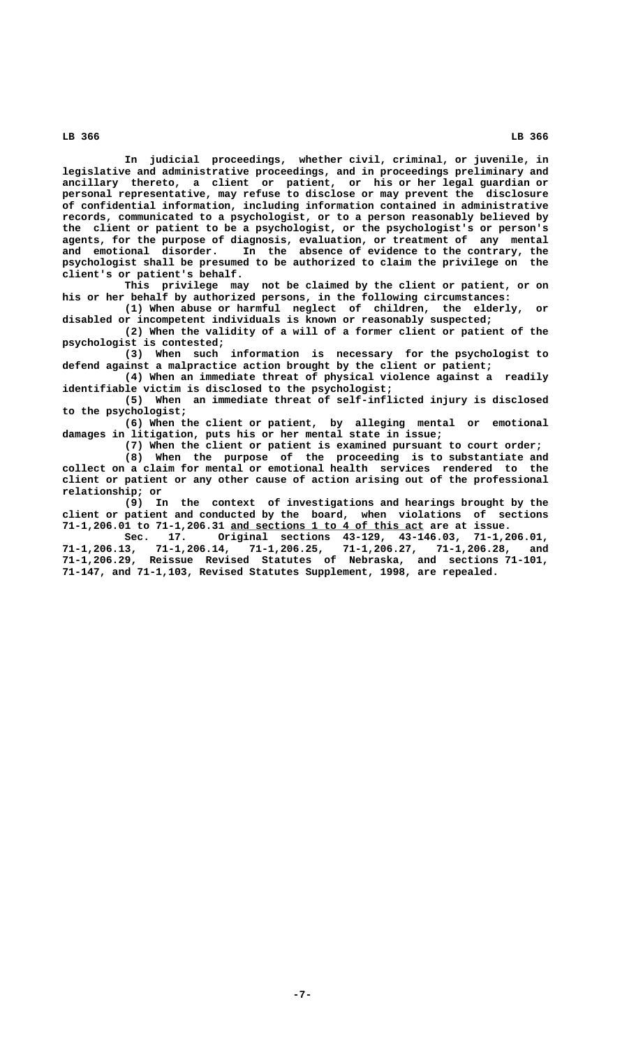In judicial proceedings, whether civil, criminal, or juvenile, in legislative and administrative proceedings, and in proceedings preliminary and ancillary thereto, a client or patient, or his or her legal guardian or personal representative, may refuse to disclose or may prevent the disclosure of confidential information, including information contained in administrative records, communicated to a psychologist, or to a person reasonably believed by the client or patient to be a psychologist, or the psychologist's or person's agents, for the purpose of diagnosis, evaluation, or treatment of any mental and emotional disorder. In the absence of evidence to the contrary, the psychologist shall be presumed to be authorized to claim the privilege on the client's or patient's behalf.

This privilege may not be claimed by the client or patient, or on his or her behalf by authorized persons, in the following circumstances:

(1) When abuse or harmful neglect of children, the elderly, or disabled or incompetent individuals is known or reasonably suspected;

(2) When the validity of a will of a former client or patient of the psychologist is contested;

(3) When such information is necessary for the psychologist to defend against a malpractice action brought by the client or patient;

(4) When an immediate threat of physical violence against a readily identifiable victim is disclosed to the psychologist;

(5) When an immediate threat of self-inflicted injury is disclosed to the psychologist;

(6) When the client or patient, by alleging mental or emotional damages in litigation, puts his or her mental state in issue;

(7) When the client or patient is examined pursuant to court order;

(8) When the purpose of the proceeding is to substantiate and collect on a claim for mental or emotional health services rendered to the client or patient or any other cause of action arising out of the professional relationship; or

(9) In the context of investigations and hearings brought by the client or patient and conducted by the board, when violations of sections 71-1,206.01 to 71-1,206.31 and sections 1 to 4 of this act are at issue.

Sec. 17. Original sections 43-129, 43-146.03, 71-1,206.01, 71-1,206.13, 71-1,206.14, 71-1,206.25, 71-1,206.27, 71-1,206.28, and 71-1,206.29, Reissue Revised Statutes of Nebraska, and sections 71-101, 71-147, and 71-1,103, Revised Statutes Supplement, 1998, are repealed.